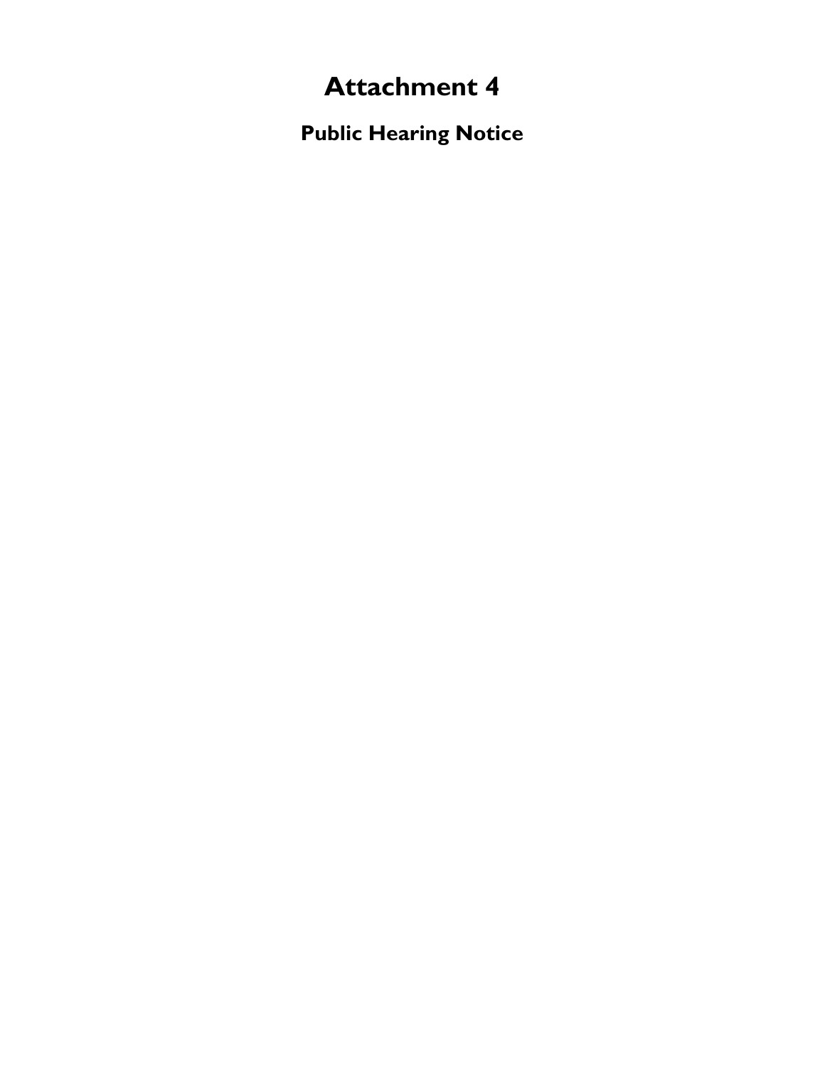# Attachment 4

## Public Hearing Notice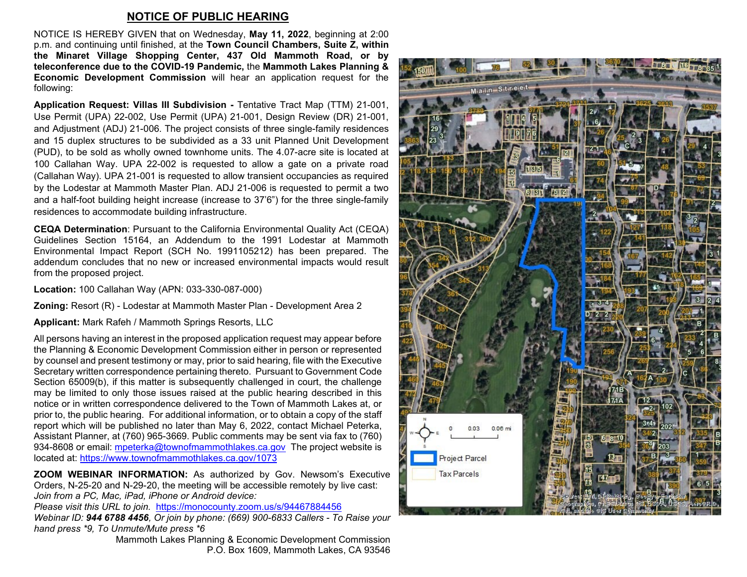## NOTICE OF PUBLIC HEARING

NOTICE IS HEREBY GIVEN that on Wednesday, **May 11, 2022**, beginning at 2:00 p.m. and continuing until finished, at the **Town Council Chambers, Suite Z, within the Minaret Village Shopping Center, 437 Old Mammoth Road, or by teleconference due to the COVID-19 Pandemic,** the **Mammoth Lakes Planning & Economic Development Commission** will hear an application request for the following:

**Application Request: Villas III Subdivision -** Tentative Tract Map (TTM) 21-001, Use Permit (UPA) 22-002, Use Permit (UPA) 21-001, Design Review (DR) 21-001, and Adjustment (ADJ) 21-006. The project consists of three single-family residences and 15 duplex structures to be subdivided as a 33 unit Planned Unit Development (PUD), to be sold as wholly owned townhome units. The 4.07-acre site is located at 100 Callahan Way. UPA 22-002 is requested to allow a gate on a private road (Callahan Way). UPA 21-001 is requested to allow transient occupancies as required by the Lodestar at Mammoth Master Plan. ADJ 21-006 is requested to permit a two and a half-foot building height increase (increase to 37'6") for the three single-family residences to accommodate building infrastructure.

**CEQA Determination**: Pursuant to the California Environmental Quality Act (CEQA) Guidelines Section 15164, an Addendum to the 1991 Lodestar at Mammoth Environmental Impact Report (SCH No. 1991105212) has been prepared. The addendum concludes that no new or increased environmental impacts would result from the proposed project.

**Location:** 100 Callahan Way (APN: 033-330-087-000)

**Zoning:** Resort (R) - Lodestar at Mammoth Master Plan - Development Area 2

**Applicant:** Mark Rafeh / Mammoth Springs Resorts, LLC

All persons having an interest in the proposed application request may appear before the Planning & Economic Development Commission either in person or represented by counsel and present testimony or may, prior to said hearing, file with the Executive Secretary written correspondence pertaining thereto. Pursuant to Government Code Section 65009(b), if this matter is subsequently challenged in court, the challenge may be limited to only those issues raised at the public hearing described in this notice or in written correspondence delivered to the Town of Mammoth Lakes at, or prior to, the public hearing. For additional information, or to obtain a copy of the staff report which will be published no later than May 6, 2022, contact Michael Peterka, Assistant Planner, at (760) 965-3669. Public comments may be sent via fax to (760) 934-8608 or email: mpeterka@townofmammothlakes.ca.gov The project website is located at: https://www.townofmammothlakes.ca.gov/1073

**ZOOM WEBINAR INFORMATION:** As authorized by Gov. Newsom's Executive Orders, N-25-20 and N-29-20, the meeting will be accessible remotely by live cast:
*Join from a PC, Mac, iPad, iPhone or Android device:*
*Please visit this URL to join.* https://monocounty.zoom.us/s/94467884456
*Webinar ID:* ***944 6788 4456****, Or join by phone: (669) 900-6833 Callers - To Raise your hand press \*9, To Unmute/Mute press \*6*

Mammoth Lakes Planning & Economic Development Commission
P.O. Box 1609, Mammoth Lakes, CA 93546

Main Street
0 0.03 0.06 mi
Project Parcel
Tax Parcels
Source: Esri, DigitalGlobe, GeoEye, Earthstar Geographics, CNES/Airbus DS, USDA, USGS, AeroGRID, IGN, and the GIS User Community